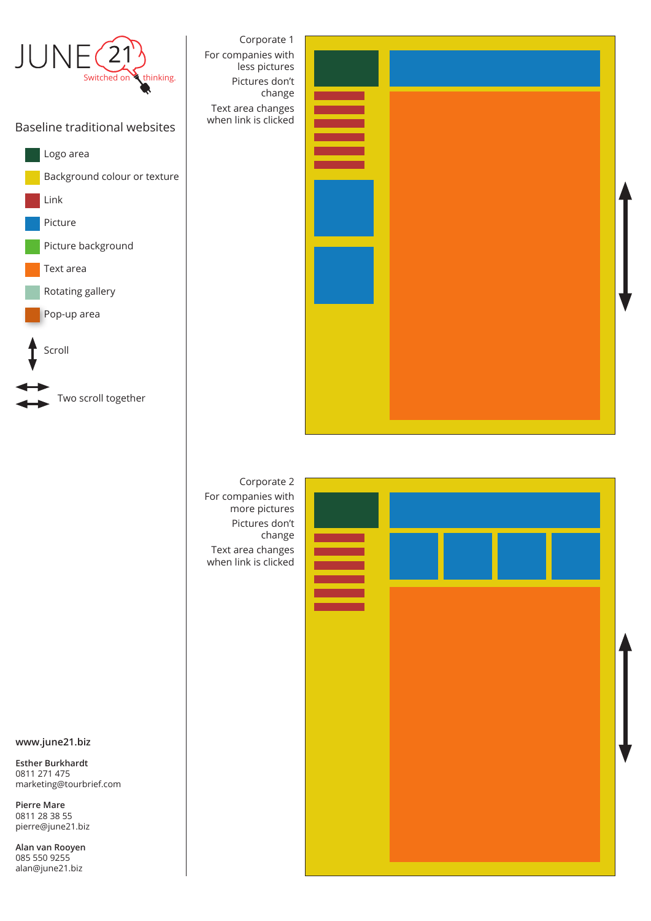JUNE 21

Switched on thinking.

## Baseline traditional websites

- Logo area
- Background colour or texture
- Link
- Picture
- Picture background
- Text area
- Rotating gallery
- Pop-up area
- Scroll
- Two scroll together

Corporate 1

For companies with less pictures

Pictures don't change

Text area changes when link is clicked

Corporate 2

For companies with more pictures

Pictures don't change

Text area changes when link is clicked

**www.june21.biz**

**Esther Burkhardt**
0811 271 475
marketing@tourbrief.com

**Pierre Mare**
0811 28 38 55
pierre@june21.biz

**Alan van Rooyen**
085 550 9255
alan@june21.biz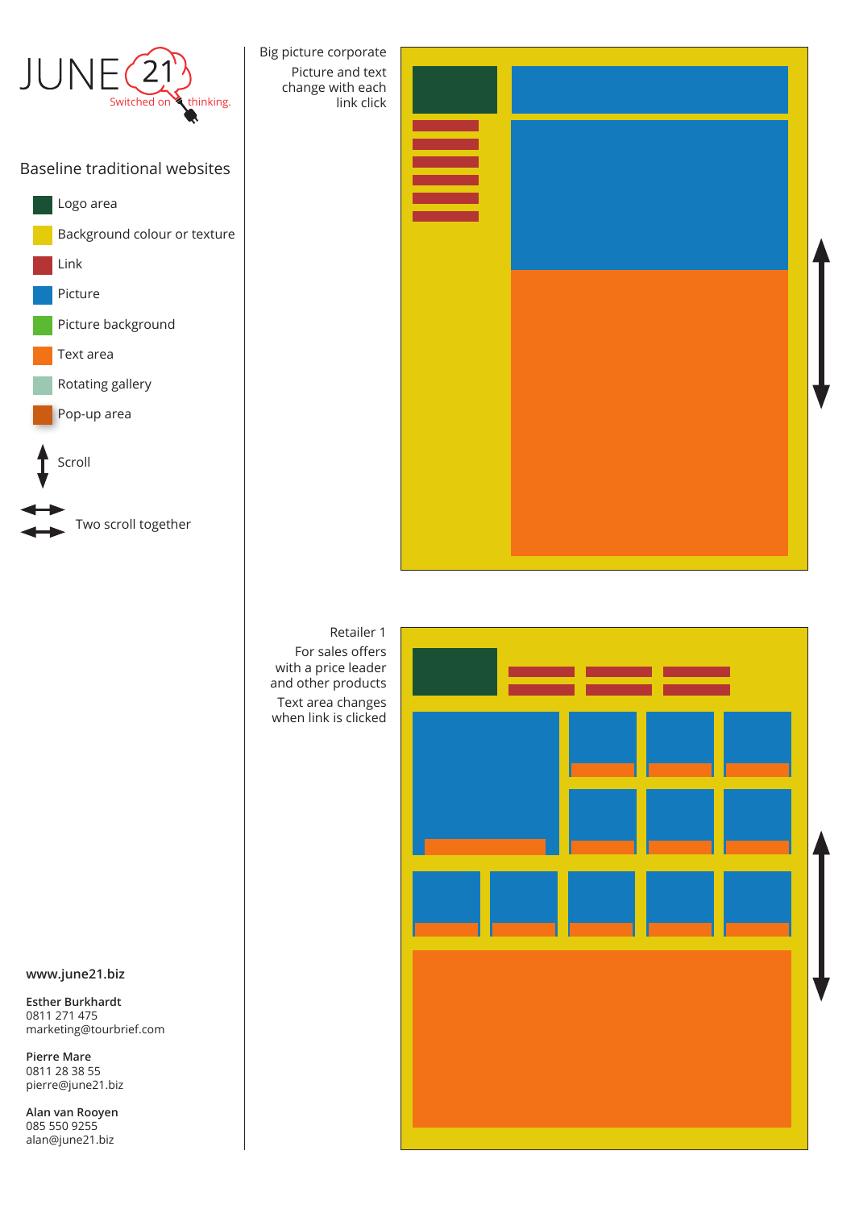JUNE 21

Switched on thinking.

## Baseline traditional websites

- Logo area
- Background colour or texture
- Link
- Picture
- Picture background
- Text area
- Rotating gallery
- Pop-up area
- Scroll
- Two scroll together

Big picture corporate

Picture and text change with each link click

Retailer 1

For sales offers with a price leader and other products

Text area changes when link is clicked

**www.june21.biz**

**Esther Burkhardt**
0811 271 475
marketing@tourbrief.com

**Pierre Mare**
0811 28 38 55
pierre@june21.biz

**Alan van Rooyen**
085 550 9255
alan@june21.biz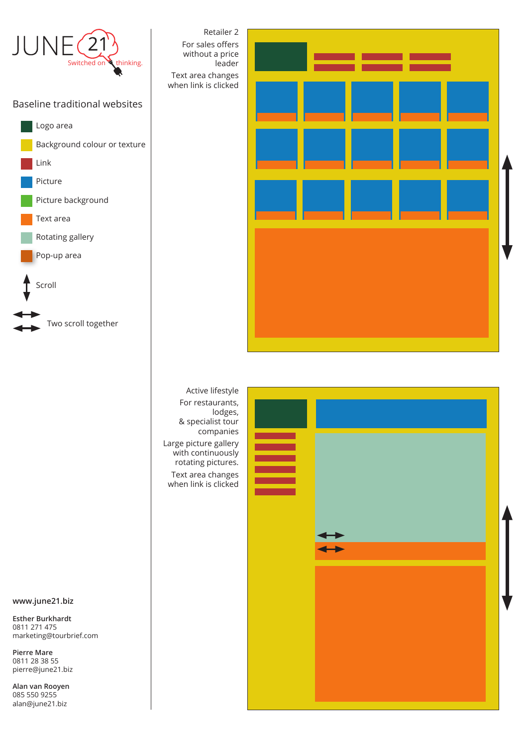JUNE 21 Switched on thinking.

## Baseline traditional websites

- Logo area
- Background colour or texture
- Link
- Picture
- Picture background
- Text area
- Rotating gallery
- Pop-up area
- Scroll
- Two scroll together

Retailer 2

For sales offers without a price leader

Text area changes when link is clicked

Active lifestyle

For restaurants, lodges, & specialist tour companies

Large picture gallery with continuously rotating pictures.

Text area changes when link is clicked

**www.june21.biz**

**Esther Burkhardt**
0811 271 475
marketing@tourbrief.com

**Pierre Mare**
0811 28 38 55
pierre@june21.biz

**Alan van Rooyen**
085 550 9255
alan@june21.biz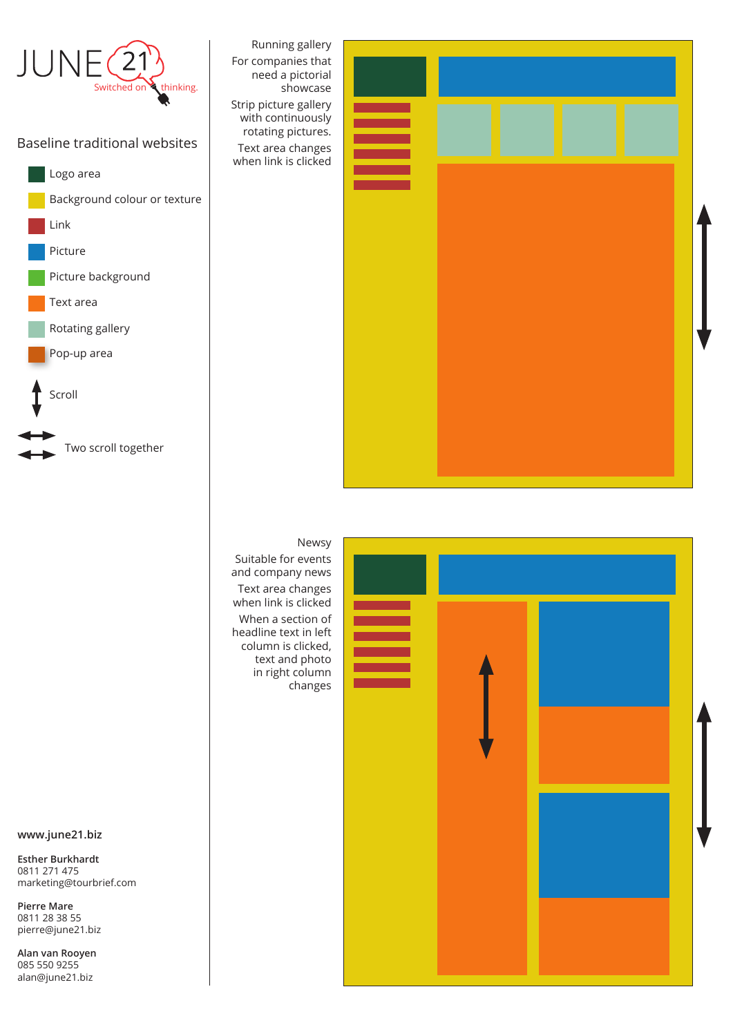JUNE 21 Switched on thinking.

## Baseline traditional websites

- Logo area
- Background colour or texture
- Link
- Picture
- Picture background
- Text area
- Rotating gallery
- Pop-up area

Scroll

Two scroll together

Running gallery

For companies that need a pictorial showcase

Strip picture gallery with continuously rotating pictures.

Text area changes when link is clicked

Newsy

Suitable for events and company news

Text area changes when link is clicked

When a section of headline text in left column is clicked, text and photo in right column changes

**www.june21.biz**

**Esther Burkhardt**
0811 271 475
marketing@tourbrief.com

**Pierre Mare**
0811 28 38 55
pierre@june21.biz

**Alan van Rooyen**
085 550 9255
alan@june21.biz